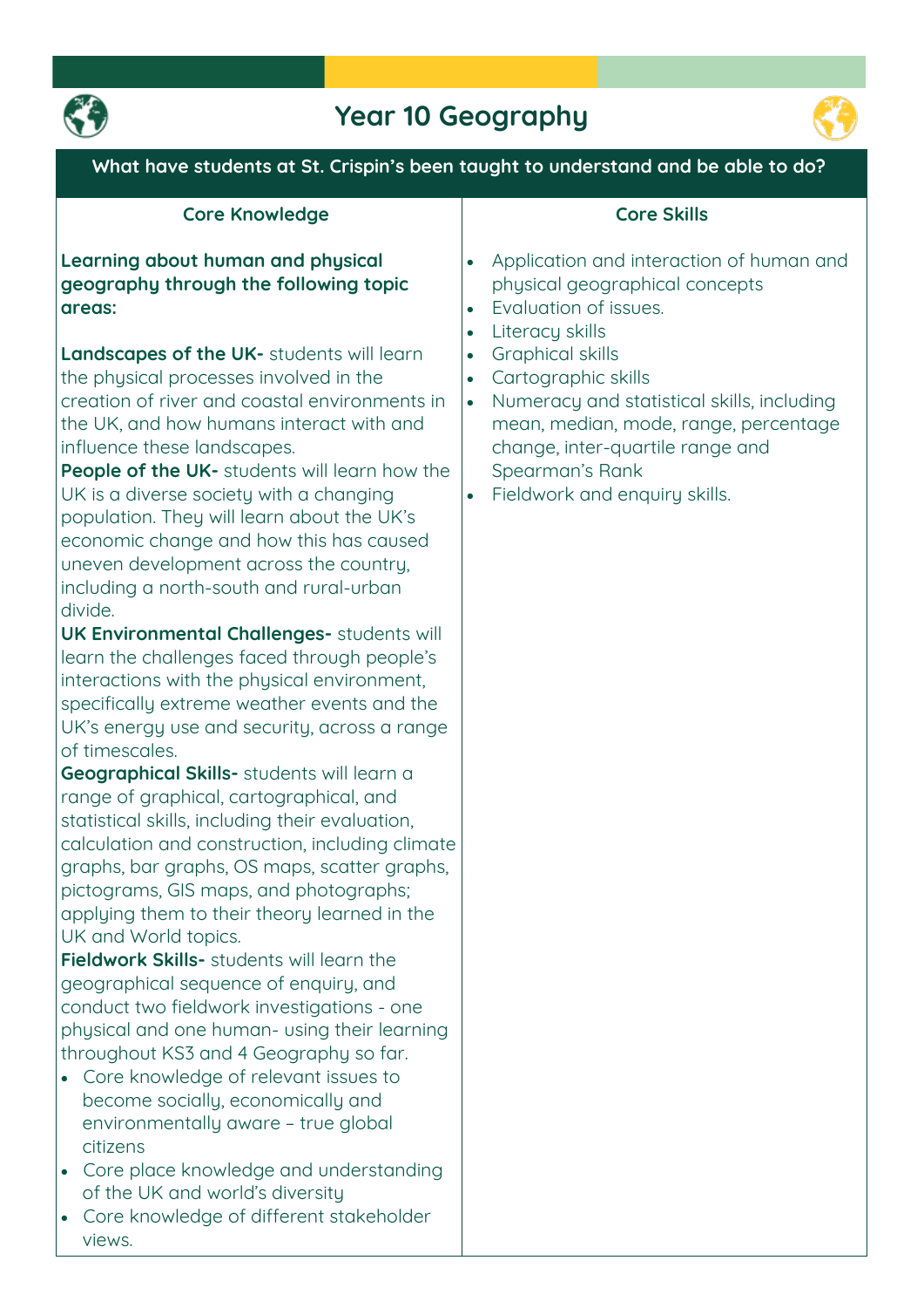# Year 10 Geography

**What have students at St. Crispin's been taught to understand and be able to do?**

## Core Knowledge

**Learning about human and physical geography through the following topic areas:**

**Landscapes of the UK-** students will learn the physical processes involved in the creation of river and coastal environments in the UK, and how humans interact with and influence these landscapes.

**People of the UK-** students will learn how the UK is a diverse society with a changing population. They will learn about the UK's economic change and how this has caused uneven development across the country, including a north-south and rural-urban divide.

**UK Environmental Challenges-** students will learn the challenges faced through people's interactions with the physical environment, specifically extreme weather events and the UK's energy use and security, across a range of timescales.

**Geographical Skills-** students will learn a range of graphical, cartographical, and statistical skills, including their evaluation, calculation and construction, including climate graphs, bar graphs, OS maps, scatter graphs, pictograms, GIS maps, and photographs; applying them to their theory learned in the UK and World topics.

**Fieldwork Skills-** students will learn the geographical sequence of enquiry, and conduct two fieldwork investigations - one physical and one human- using their learning throughout KS3 and 4 Geography so far.

- Core knowledge of relevant issues to become socially, economically and environmentally aware – true global citizens
- Core place knowledge and understanding of the UK and world's diversity
- Core knowledge of different stakeholder views.

## Core Skills

- Application and interaction of human and physical geographical concepts
- Evaluation of issues.
- Literacy skills
- Graphical skills
- Cartographic skills
- Numeracy and statistical skills, including mean, median, mode, range, percentage change, inter-quartile range and Spearman's Rank
- Fieldwork and enquiry skills.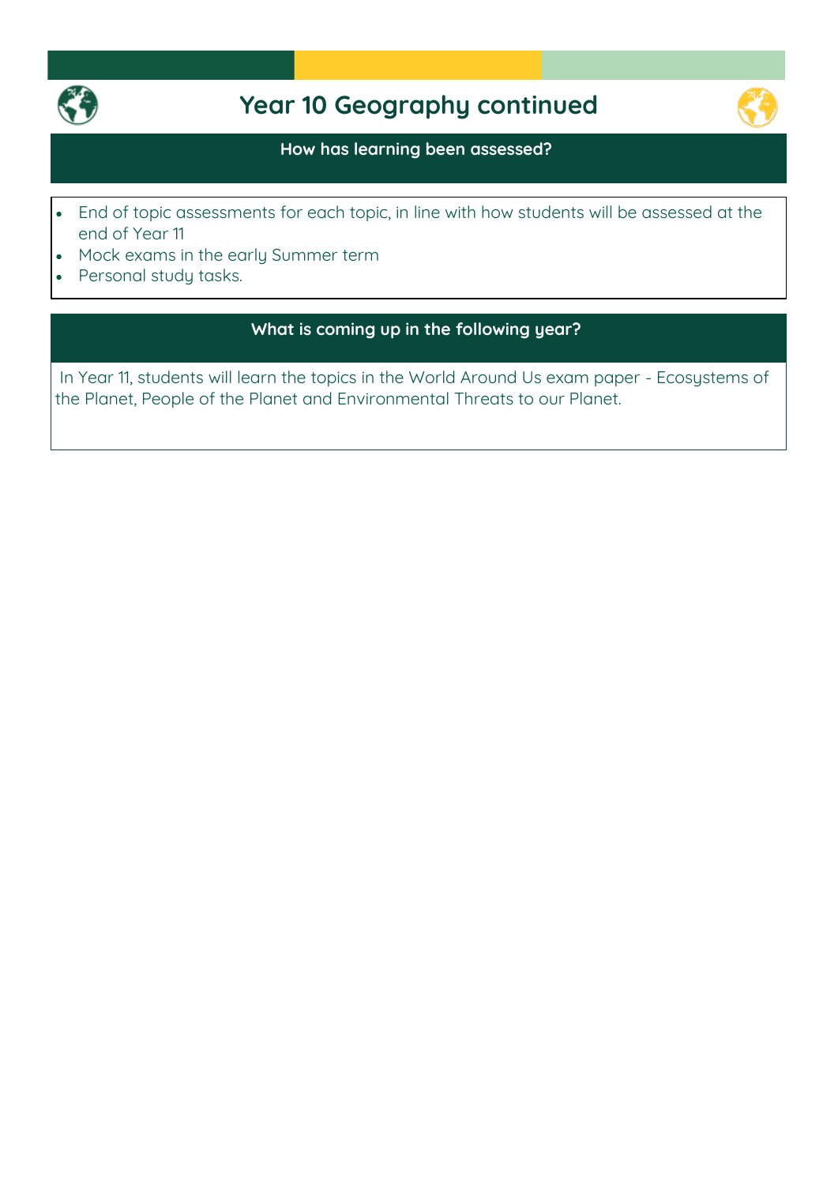# Year 10 Geography continued

## How has learning been assessed?

- End of topic assessments for each topic, in line with how students will be assessed at the end of Year 11
- Mock exams in the early Summer term
- Personal study tasks.

## What is coming up in the following year?

In Year 11, students will learn the topics in the World Around Us exam paper - Ecosystems of the Planet, People of the Planet and Environmental Threats to our Planet.